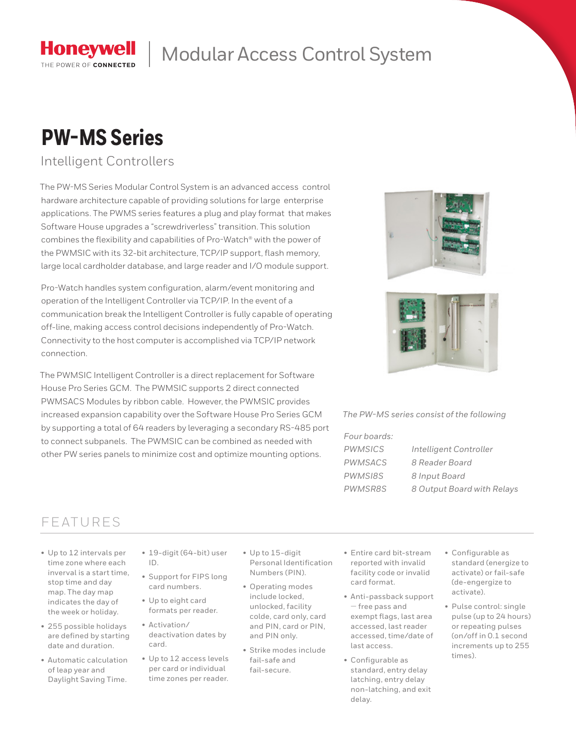Honeywell
THE POWER OF CONNECTED

Modular Access Control System

# PW-MS Series

## Intelligent Controllers

The PW-MS Series Modular Control System is an advanced access control hardware architecture capable of providing solutions for large enterprise applications. The PWMS series features a plug and play format that makes Software House upgrades a "screwdriverless" transition. This solution combines the flexibility and capabilities of Pro-Watch® with the power of the PWMSIC with its 32-bit architecture, TCP/IP support, flash memory, large local cardholder database, and large reader and I/O module support.

Pro-Watch handles system configuration, alarm/event monitoring and operation of the Intelligent Controller via TCP/IP. In the event of a communication break the Intelligent Controller is fully capable of operating off-line, making access control decisions independently of Pro-Watch. Connectivity to the host computer is accomplished via TCP/IP network connection.

The PWMSIC Intelligent Controller is a direct replacement for Software House Pro Series GCM. The PWMSIC supports 2 direct connected PWMSACS Modules by ribbon cable. However, the PWMSIC provides increased expansion capability over the Software House Pro Series GCM by supporting a total of 64 readers by leveraging a secondary RS-485 port to connect subpanels. The PWMSIC can be combined as needed with other PW series panels to minimize cost and optimize mounting options.

*The PW-MS series consist of the following*

*Four boards:*

| | |
|---|---|
| *PWMSICS* | *Intelligent Controller* |
| *PWMSACS* | *8 Reader Board* |
| *PWMSI8S* | *8 Input Board* |
| *PWMSR8S* | *8 Output Board with Relays* |

## FEATURES

- Up to 12 intervals per time zone where each inverval is a start time, stop time and day map. The day map indicates the day of the week or holiday.
- 255 possible holidays are defined by starting date and duration.
- Automatic calculation of leap year and Daylight Saving Time.
- 19-digit (64-bit) user ID.
- Support for FIPS long card numbers.
- Up to eight card formats per reader.
- Activation/ deactivation dates by card.
- Up to 12 access levels per card or individual time zones per reader.
- Up to 15-digit Personal Identification Numbers (PIN).
- Operating modes include locked, unlocked, facility colde, card only, card and PIN, card or PIN, and PIN only.
- Strike modes include fail-safe and fail-secure.
- Entire card bit-stream reported with invalid facility code or invalid card format.
- Anti-passback support — free pass and exempt flags, last area accessed, last reader accessed, time/date of last access.
- Configurable as standard, entry delay latching, entry delay non-latching, and exit delay.
- Configurable as standard (energize to activate) or fail-safe (de-engergize to activate).
- Pulse control: single pulse (up to 24 hours) or repeating pulses (on/off in 0.1 second increments up to 255 times).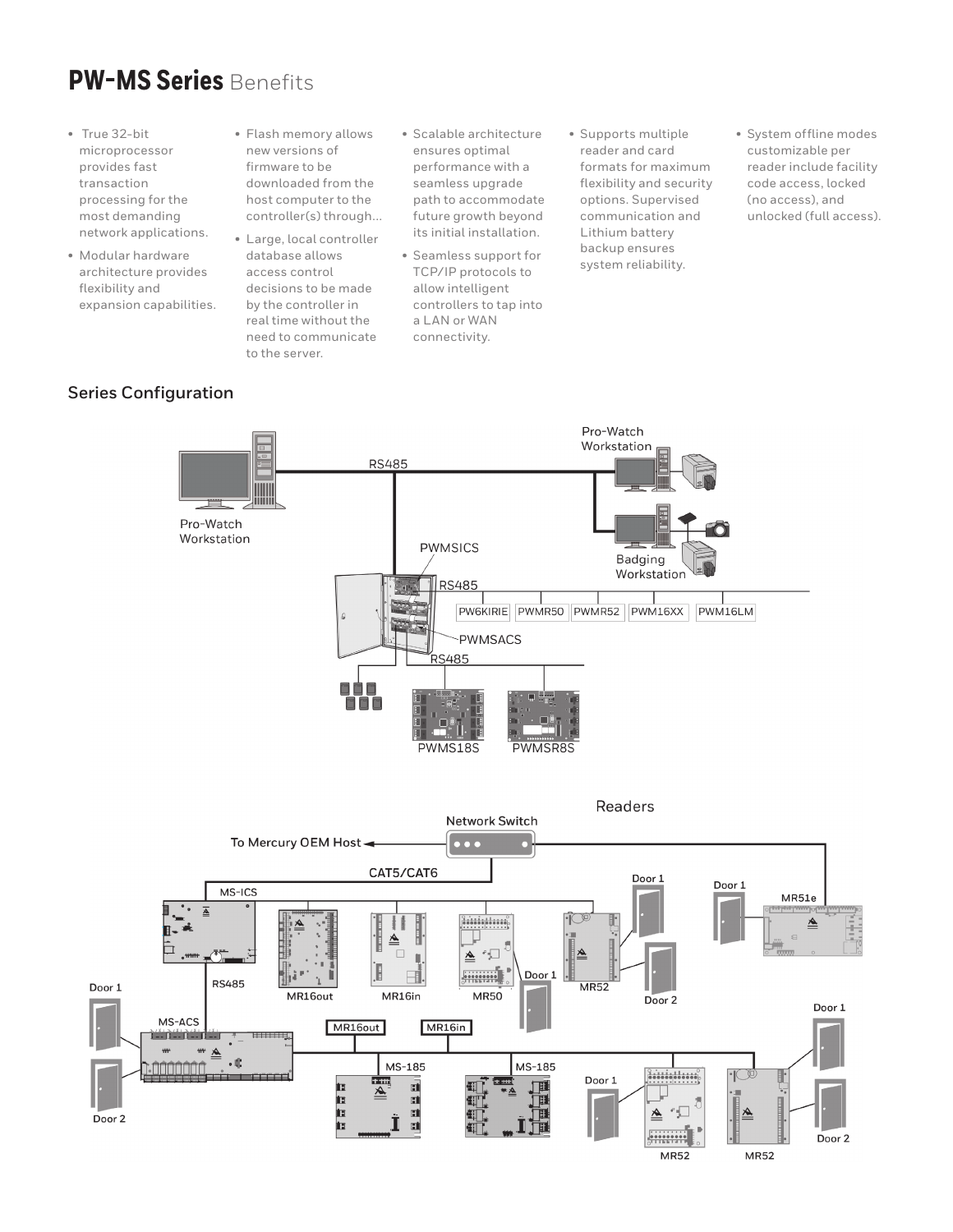# **PW-MS Series** Benefits

- True 32-bit microprocessor provides fast transaction processing for the most demanding network applications.
- Modular hardware architecture provides flexibility and expansion capabilities.
- Flash memory allows new versions of firmware to be downloaded from the host computer to the controller(s) through...
- Large, local controller database allows access control decisions to be made by the controller in real time without the need to communicate to the server.
- Scalable architecture ensures optimal performance with a seamless upgrade path to accommodate future growth beyond its initial installation.
- Seamless support for TCP/IP protocols to allow intelligent controllers to tap into a LAN or WAN connectivity.
- Supports multiple reader and card formats for maximum flexibility and security options. Supervised communication and Lithium battery backup ensures system reliability.
- System offline modes customizable per reader include facility code access, locked (no access), and unlocked (full access).

## Series Configuration

Pro-Watch Workstation — RS485 — Pro-Watch Workstation — Badging Workstation

PWMSICS — RS485 — PW6KIRIE, PWMR50, PWMR52, PWM16XX, PWM16LM

PWMSACS — RS485 — PWMS18S, PWMSR8S

Readers

To Mercury OEM Host — Network Switch — CAT5/CAT6

MS-ICS — MR16out, MR16in, MR50 (Door 1), MR52 (Door 1, Door 2), MR51e (Door 1)

RS485 — MS-ACS (Door 1, Door 2) — MR16out, MR16in — MS-185, MS-185, MR52 (Door 1), MR52 (Door 1, Door 2)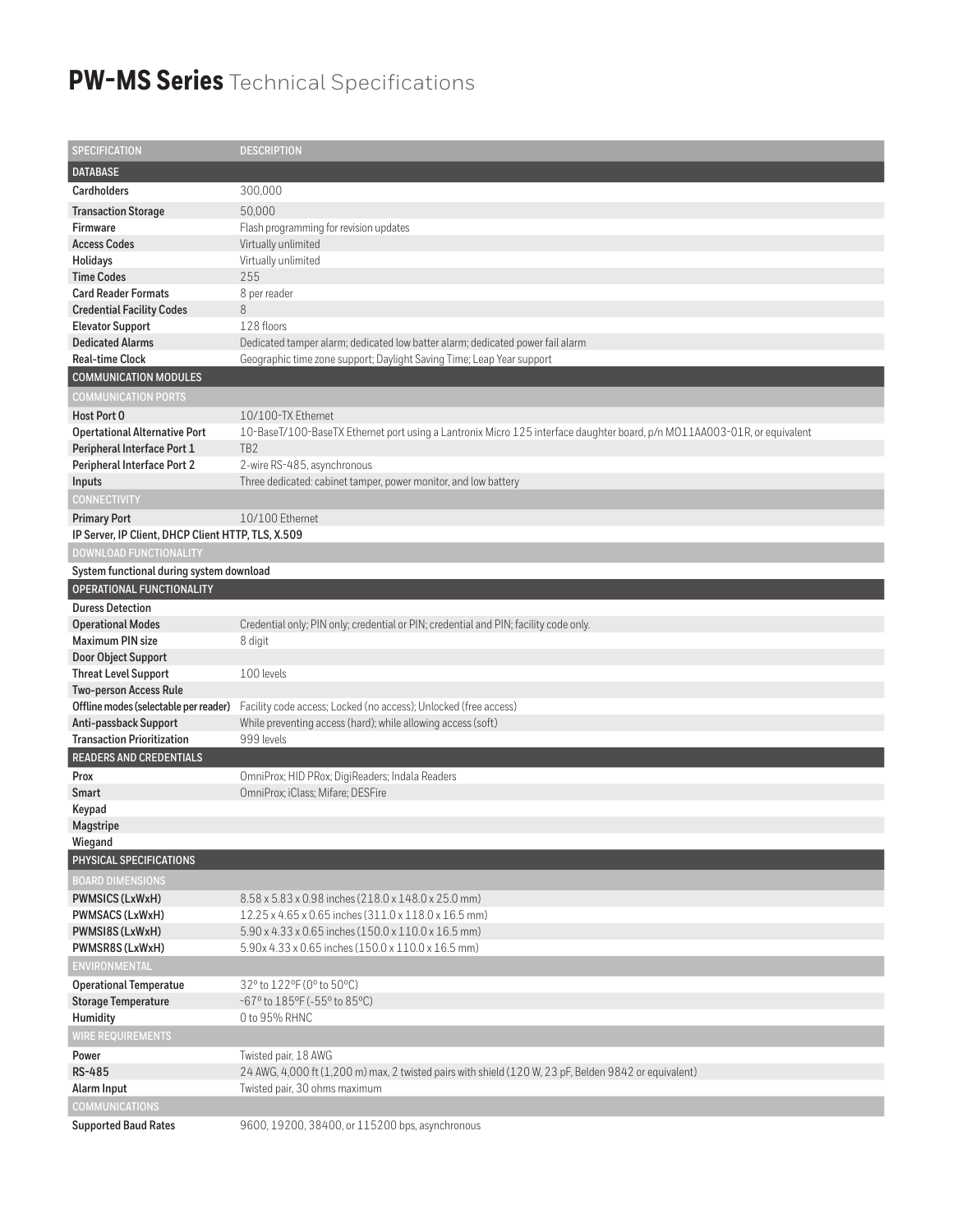# **PW-MS Series** Technical Specifications

| SPECIFICATION | DESCRIPTION |
|---|---|
| **DATABASE** | |
| **Cardholders** | 300,000 |
| **Transaction Storage** | 50,000 |
| **Firmware** | Flash programming for revision updates |
| **Access Codes** | Virtually unlimited |
| **Holidays** | Virtually unlimited |
| **Time Codes** | 255 |
| **Card Reader Formats** | 8 per reader |
| **Credential Facility Codes** | 8 |
| **Elevator Support** | 128 floors |
| **Dedicated Alarms** | Dedicated tamper alarm; dedicated low batter alarm; dedicated power fail alarm |
| **Real-time Clock** | Geographic time zone support; Daylight Saving Time; Leap Year support |
| **COMMUNICATION MODULES** | |
| COMMUNICATION PORTS | |
| **Host Port 0** | 10/100-TX Ethernet |
| **Opertational Alternative Port** | 10-BaseT/100-BaseTX Ethernet port using a Lantronix Micro 125 interface daughter board, p/n MO11AA003-01R, or equivalent |
| **Peripheral Interface Port 1** | TB2 |
| **Peripheral Interface Port 2** | 2-wire RS-485, asynchronous |
| **Inputs** | Three dedicated: cabinet tamper, power monitor, and low battery |
| CONNECTIVITY | |
| **Primary Port** | 10/100 Ethernet |
| **IP Server, IP Client, DHCP Client HTTP, TLS, X.509** | |
| DOWNLOAD FUNCTIONALITY | |
| **System functional during system download** | |
| **OPERATIONAL FUNCTIONALITY** | |
| **Duress Detection** | |
| **Operational Modes** | Credential only; PIN only; credential or PIN; credential and PIN; facility code only. |
| **Maximum PIN size** | 8 digit |
| **Door Object Support** | |
| **Threat Level Support** | 100 levels |
| **Two-person Access Rule** | |
| **Offline modes (selectable per reader)** | Facility code access; Locked (no access); Unlocked (free access) |
| **Anti-passback Support** | While preventing access (hard); while allowing access (soft) |
| **Transaction Prioritization** | 999 levels |
| **READERS AND CREDENTIALS** | |
| **Prox** | OmniProx; HID PRox; DigiReaders; Indala Readers |
| **Smart** | OmniProx; iClass; Mifare; DESFire |
| **Keypad** | |
| **Magstripe** | |
| **Wiegand** | |
| **PHYSICAL SPECIFICATIONS** | |
| BOARD DIMENSIONS | |
| **PWMSICS (LxWxH)** | 8.58 x 5.83 x 0.98 inches (218.0 x 148.0 x 25.0 mm) |
| **PWMSACS (LxWxH)** | 12.25 x 4.65 x 0.65 inches (311.0 x 118.0 x 16.5 mm) |
| **PWMSI8S (LxWxH)** | 5.90 x 4.33 x 0.65 inches (150.0 x 110.0 x 16.5 mm) |
| **PWMSR8S (LxWxH)** | 5.90x 4.33 x 0.65 inches (150.0 x 110.0 x 16.5 mm) |
| ENVIRONMENTAL | |
| **Operational Temperatue** | 32° to 122°F (0° to 50°C) |
| **Storage Temperature** | -67° to 185°F (-55° to 85°C) |
| **Humidity** | 0 to 95% RHNC |
| WIRE REQUIREMENTS | |
| **Power** | Twisted pair, 18 AWG |
| **RS-485** | 24 AWG, 4,000 ft (1,200 m) max, 2 twisted pairs with shield (120 W, 23 pF, Belden 9842 or equivalent) |
| **Alarm Input** | Twisted pair, 30 ohms maximum |
| COMMUNICATIONS | |
| **Supported Baud Rates** | 9600, 19200, 38400, or 115200 bps, asynchronous |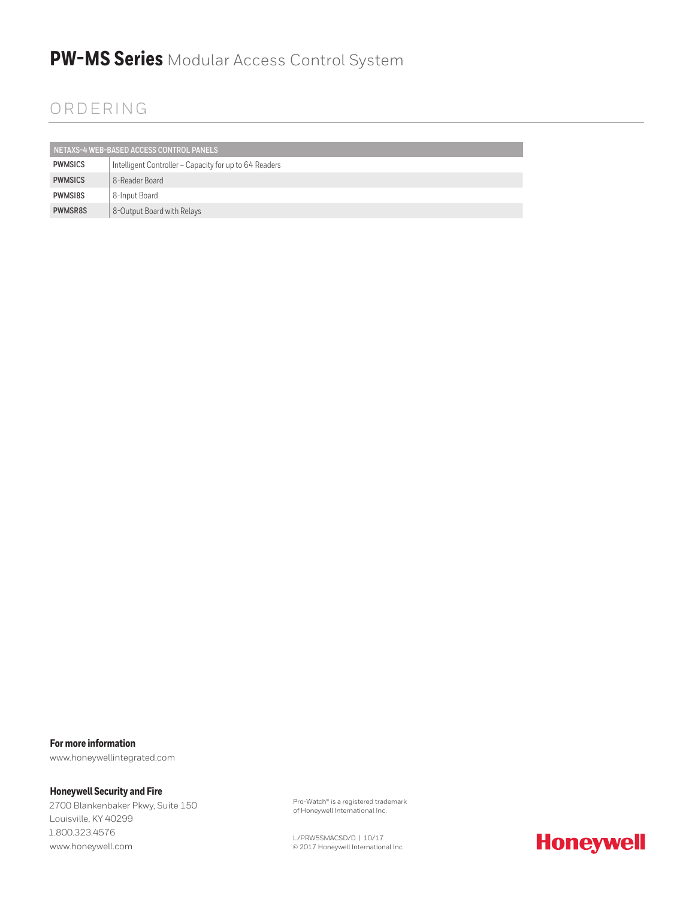# PW-MS Series Modular Access Control System

## ORDERING

| NETAXS-4 WEB-BASED ACCESS CONTROL PANELS | |
|---|---|
| **PWMSICS** | Intelligent Controller – Capacity for up to 64 Readers |
| **PWMSICS** | 8-Reader Board |
| **PWMSI8S** | 8-Input Board |
| **PWMSR8S** | 8-Output Board with Relays |

**For more information**

www.honeywellintegrated.com

**Honeywell Security and Fire**

2700 Blankenbaker Pkwy, Suite 150
Louisville, KY 40299
1.800.323.4576
www.honeywell.com

Pro-Watch® is a registered trademark of Honeywell International Inc.

L/PRW5SMACSD/D | 10/17
© 2017 Honeywell International Inc.

Honeywell